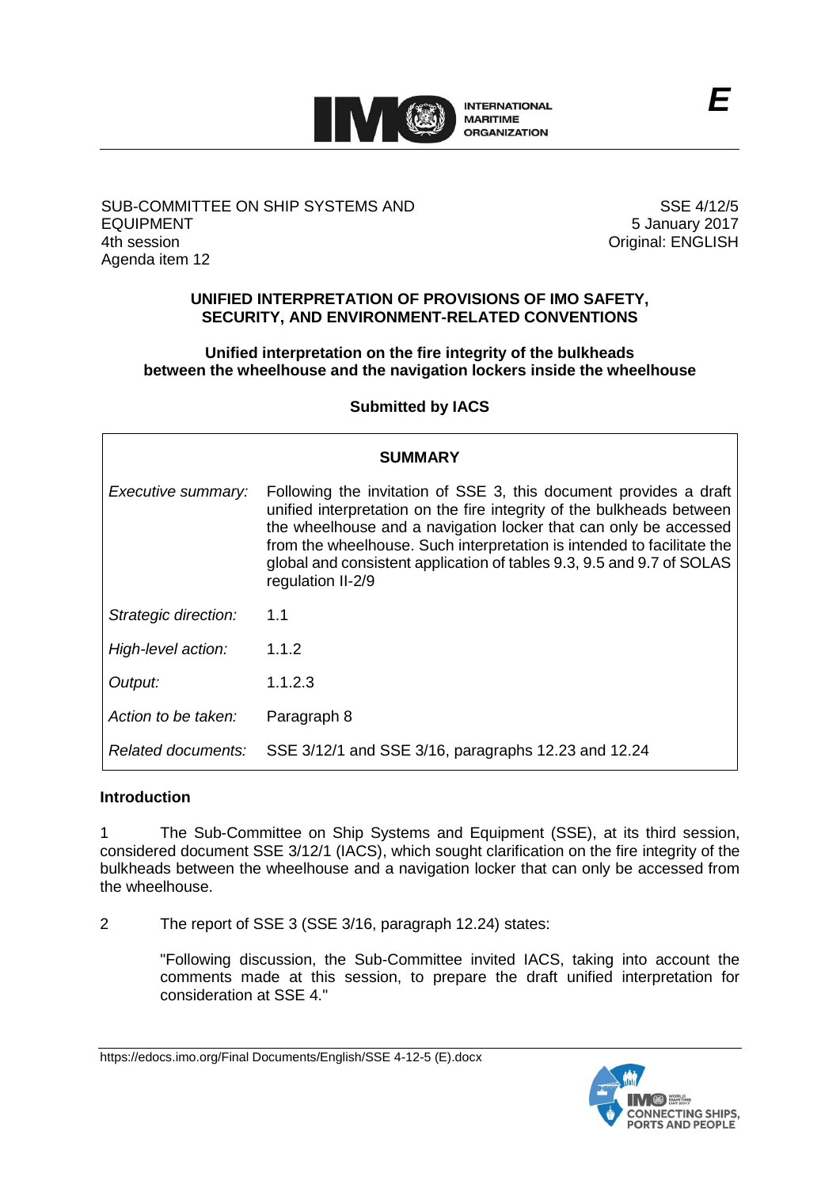E

SUB-COMMITTEE ON SHIP SYSTEMS AND EQUIPMENT
4th session
Agenda item 12

SSE 4/12/5
5 January 2017
Original: ENGLISH

**UNIFIED INTERPRETATION OF PROVISIONS OF IMO SAFETY, SECURITY, AND ENVIRONMENT-RELATED CONVENTIONS**

**Unified interpretation on the fire integrity of the bulkheads between the wheelhouse and the navigation lockers inside the wheelhouse**

**Submitted by IACS**

| SUMMARY | |
|---|---|
| *Executive summary:* | Following the invitation of SSE 3, this document provides a draft unified interpretation on the fire integrity of the bulkheads between the wheelhouse and a navigation locker that can only be accessed from the wheelhouse. Such interpretation is intended to facilitate the global and consistent application of tables 9.3, 9.5 and 9.7 of SOLAS regulation II-2/9 |
| *Strategic direction:* | 1.1 |
| *High-level action:* | 1.1.2 |
| *Output:* | 1.1.2.3 |
| *Action to be taken:* | Paragraph 8 |
| *Related documents:* | SSE 3/12/1 and SSE 3/16, paragraphs 12.23 and 12.24 |

## Introduction

1 The Sub-Committee on Ship Systems and Equipment (SSE), at its third session, considered document SSE 3/12/1 (IACS), which sought clarification on the fire integrity of the bulkheads between the wheelhouse and a navigation locker that can only be accessed from the wheelhouse.

2 The report of SSE 3 (SSE 3/16, paragraph 12.24) states:

> "Following discussion, the Sub-Committee invited IACS, taking into account the comments made at this session, to prepare the draft unified interpretation for consideration at SSE 4."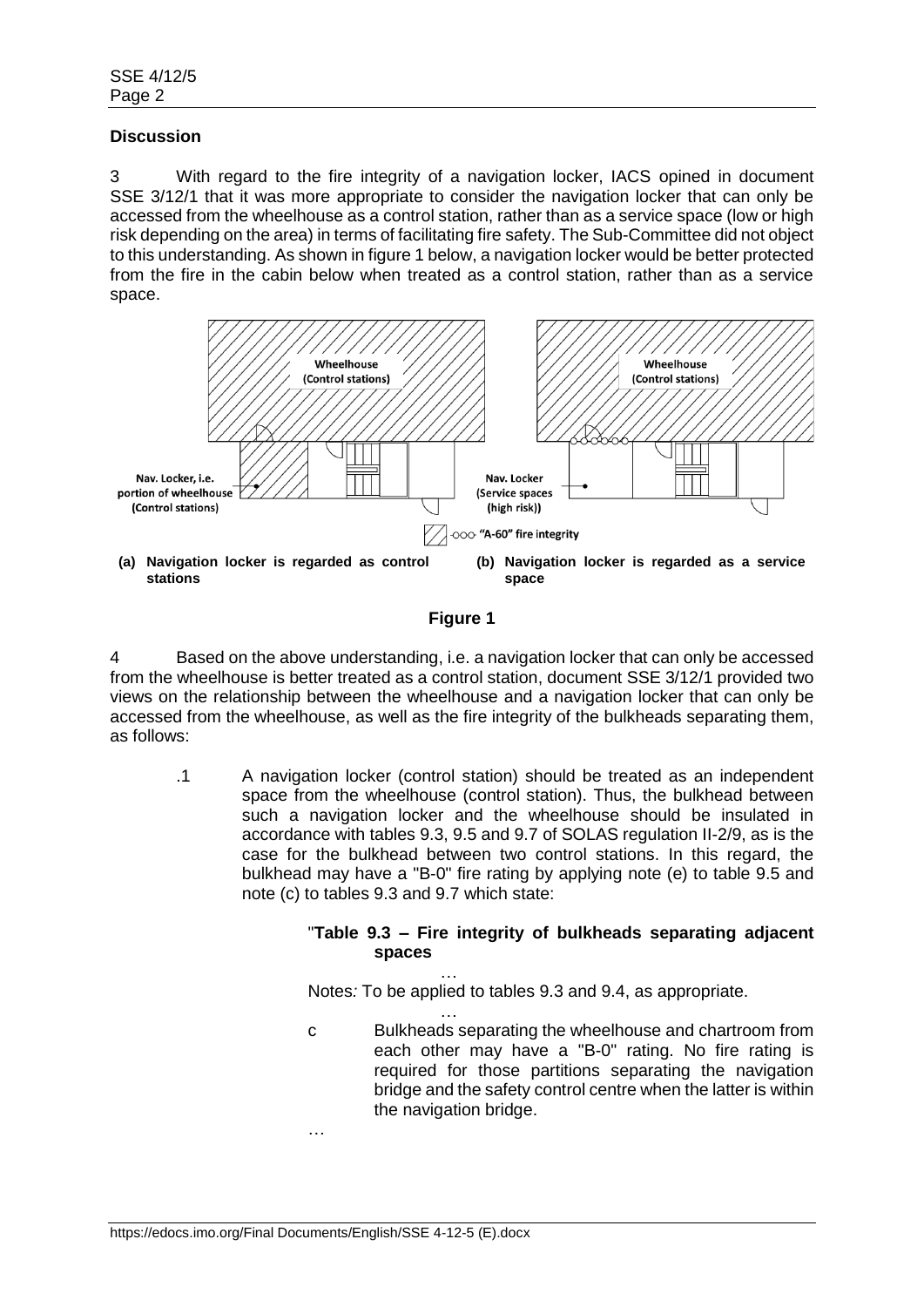## Discussion

3 With regard to the fire integrity of a navigation locker, IACS opined in document SSE 3/12/1 that it was more appropriate to consider the navigation locker that can only be accessed from the wheelhouse as a control station, rather than as a service space (low or high risk depending on the area) in terms of facilitating fire safety. The Sub-Committee did not object to this understanding. As shown in figure 1 below, a navigation locker would be better protected from the fire in the cabin below when treated as a control station, rather than as a service space.

Wheelhouse (Control stations)

Nav. Locker, i.e. portion of wheelhouse (Control stations)

Wheelhouse (Control stations)

Nav. Locker (Service spaces (high risk))

"A-60" fire integrity

**(a) Navigation locker is regarded as control stations**

**(b) Navigation locker is regarded as a service space**

**Figure 1**

4 Based on the above understanding, i.e. a navigation locker that can only be accessed from the wheelhouse is better treated as a control station, document SSE 3/12/1 provided two views on the relationship between the wheelhouse and a navigation locker that can only be accessed from the wheelhouse, as well as the fire integrity of the bulkheads separating them, as follows:

.1 A navigation locker (control station) should be treated as an independent space from the wheelhouse (control station). Thus, the bulkhead between such a navigation locker and the wheelhouse should be insulated in accordance with tables 9.3, 9.5 and 9.7 of SOLAS regulation II-2/9, as is the case for the bulkhead between two control stations. In this regard, the bulkhead may have a "B-0" fire rating by applying note (e) to table 9.5 and note (c) to tables 9.3 and 9.7 which state:

"**Table 9.3 – Fire integrity of bulkheads separating adjacent spaces**

…

Notes*:* To be applied to tables 9.3 and 9.4, as appropriate.

…

c Bulkheads separating the wheelhouse and chartroom from each other may have a "B-0" rating. No fire rating is required for those partitions separating the navigation bridge and the safety control centre when the latter is within the navigation bridge.

…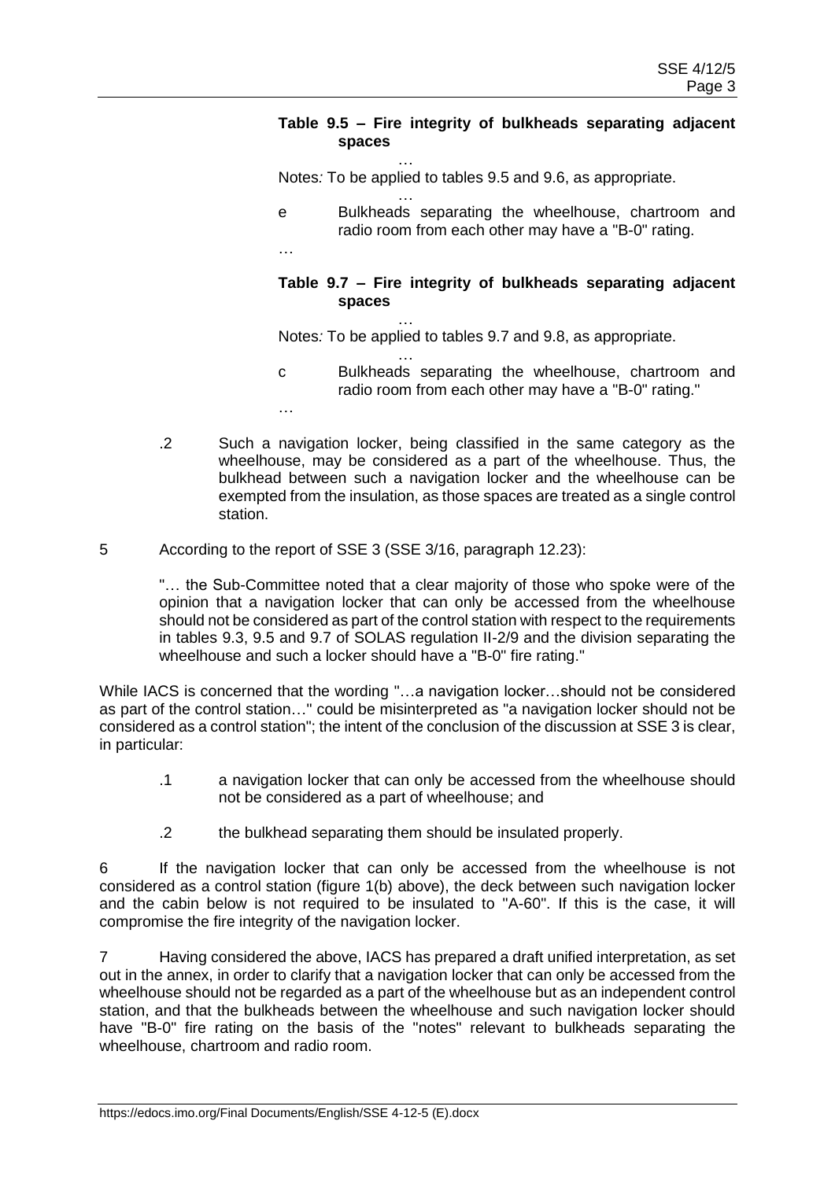**Table 9.5 – Fire integrity of bulkheads separating adjacent spaces**

…

Notes*:* To be applied to tables 9.5 and 9.6, as appropriate.

…

e Bulkheads separating the wheelhouse, chartroom and radio room from each other may have a "B-0" rating.

…

**Table 9.7 – Fire integrity of bulkheads separating adjacent spaces**

…

Notes*:* To be applied to tables 9.7 and 9.8, as appropriate.

…

c Bulkheads separating the wheelhouse, chartroom and radio room from each other may have a "B-0" rating."

…

.2 Such a navigation locker, being classified in the same category as the wheelhouse, may be considered as a part of the wheelhouse. Thus, the bulkhead between such a navigation locker and the wheelhouse can be exempted from the insulation, as those spaces are treated as a single control station.

5 According to the report of SSE 3 (SSE 3/16, paragraph 12.23):

"… the Sub-Committee noted that a clear majority of those who spoke were of the opinion that a navigation locker that can only be accessed from the wheelhouse should not be considered as part of the control station with respect to the requirements in tables 9.3, 9.5 and 9.7 of SOLAS regulation II-2/9 and the division separating the wheelhouse and such a locker should have a "B-0" fire rating."

While IACS is concerned that the wording "…a navigation locker…should not be considered as part of the control station…" could be misinterpreted as "a navigation locker should not be considered as a control station"; the intent of the conclusion of the discussion at SSE 3 is clear, in particular:

.1 a navigation locker that can only be accessed from the wheelhouse should not be considered as a part of wheelhouse; and

.2 the bulkhead separating them should be insulated properly.

6 If the navigation locker that can only be accessed from the wheelhouse is not considered as a control station (figure 1(b) above), the deck between such navigation locker and the cabin below is not required to be insulated to "A-60". If this is the case, it will compromise the fire integrity of the navigation locker.

7 Having considered the above, IACS has prepared a draft unified interpretation, as set out in the annex, in order to clarify that a navigation locker that can only be accessed from the wheelhouse should not be regarded as a part of the wheelhouse but as an independent control station, and that the bulkheads between the wheelhouse and such navigation locker should have "B-0" fire rating on the basis of the "notes" relevant to bulkheads separating the wheelhouse, chartroom and radio room.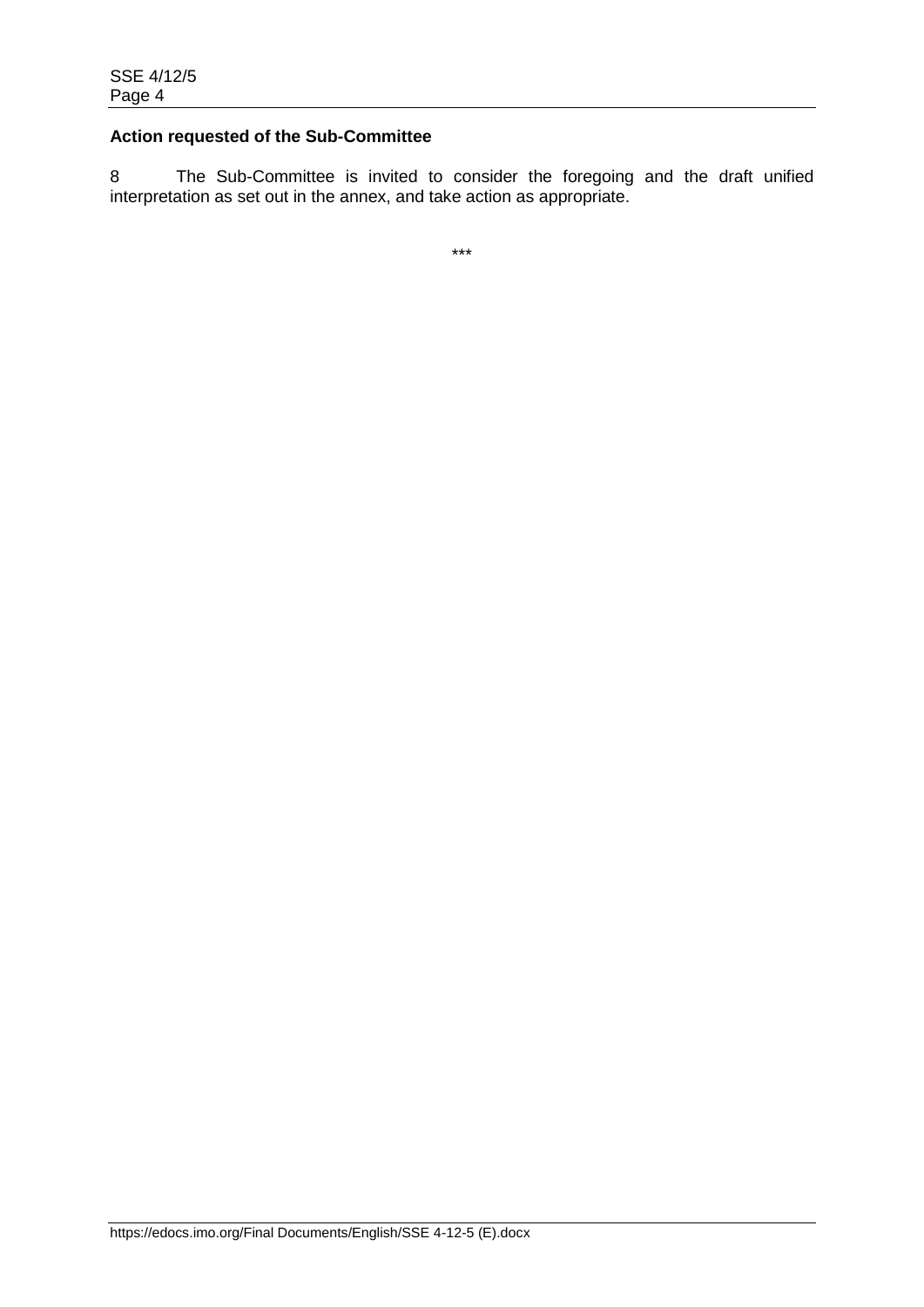**Action requested of the Sub-Committee**

8 The Sub-Committee is invited to consider the foregoing and the draft unified interpretation as set out in the annex, and take action as appropriate.

***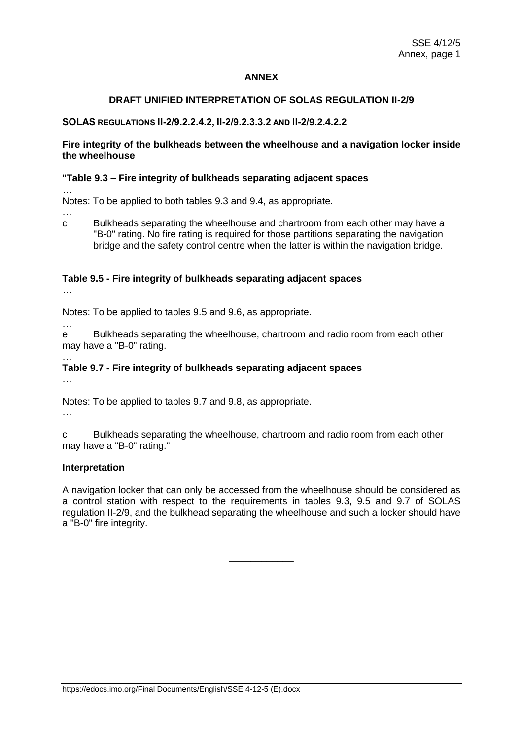## ANNEX

### DRAFT UNIFIED INTERPRETATION OF SOLAS REGULATION II-2/9

**SOLAS REGULATIONS II-2/9.2.2.4.2, II-2/9.2.3.3.2 AND II-2/9.2.4.2.2**

**Fire integrity of the bulkheads between the wheelhouse and a navigation locker inside the wheelhouse**

**"Table 9.3 – Fire integrity of bulkheads separating adjacent spaces**

…

Notes: To be applied to both tables 9.3 and 9.4, as appropriate.

…

c Bulkheads separating the wheelhouse and chartroom from each other may have a "B-0" rating. No fire rating is required for those partitions separating the navigation bridge and the safety control centre when the latter is within the navigation bridge.

…

**Table 9.5 - Fire integrity of bulkheads separating adjacent spaces**

…

Notes: To be applied to tables 9.5 and 9.6, as appropriate.

…

e Bulkheads separating the wheelhouse, chartroom and radio room from each other may have a "B-0" rating.

…

**Table 9.7 - Fire integrity of bulkheads separating adjacent spaces**

…

Notes: To be applied to tables 9.7 and 9.8, as appropriate.

…

c Bulkheads separating the wheelhouse, chartroom and radio room from each other may have a "B-0" rating."

**Interpretation**

A navigation locker that can only be accessed from the wheelhouse should be considered as a control station with respect to the requirements in tables 9.3, 9.5 and 9.7 of SOLAS regulation II-2/9, and the bulkhead separating the wheelhouse and such a locker should have a "B-0" fire integrity.

___________